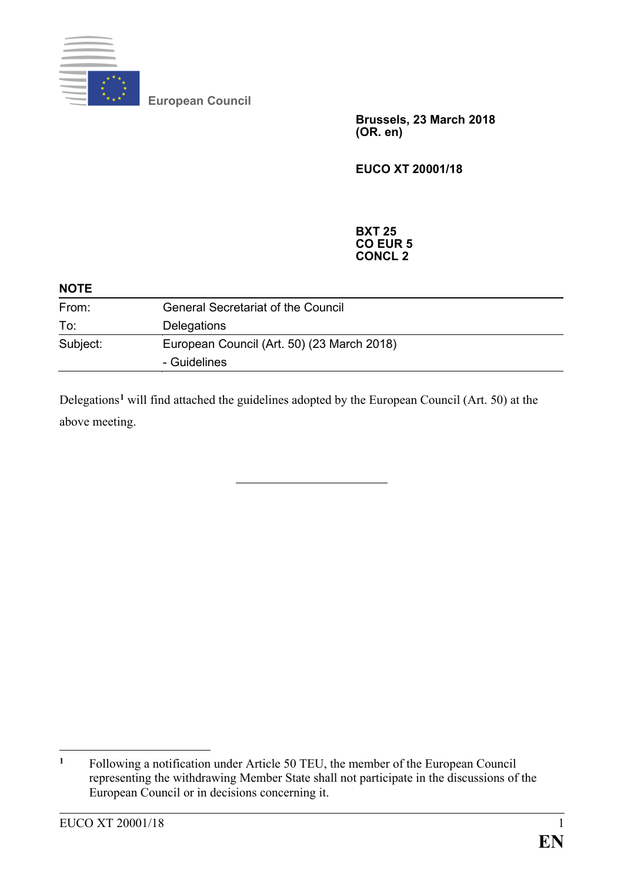European Council

**Brussels, 23 March 2018**
**(OR. en)**

**EUCO XT 20001/18**

**BXT 25**
**CO EUR 5**
**CONCL 2**

**NOTE**

| | |
|---|---|
| From: | General Secretariat of the Council |
| To: | Delegations |
| Subject: | European Council (Art. 50) (23 March 2018)<br>- Guidelines |

Delegations[1] will find attached the guidelines adopted by the European Council (Art. 50) at the above meeting.

---

[1] Following a notification under Article 50 TEU, the member of the European Council representing the withdrawing Member State shall not participate in the discussions of the European Council or in decisions concerning it.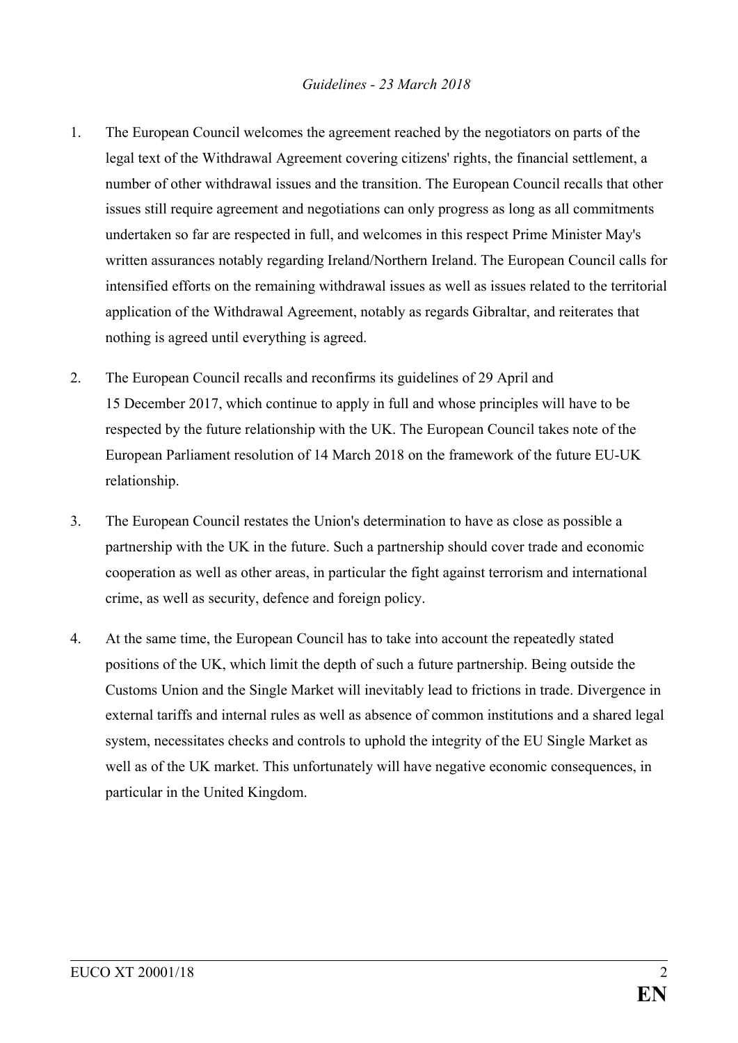*Guidelines - 23 March 2018*

1. The European Council welcomes the agreement reached by the negotiators on parts of the legal text of the Withdrawal Agreement covering citizens' rights, the financial settlement, a number of other withdrawal issues and the transition. The European Council recalls that other issues still require agreement and negotiations can only progress as long as all commitments undertaken so far are respected in full, and welcomes in this respect Prime Minister May's written assurances notably regarding Ireland/Northern Ireland. The European Council calls for intensified efforts on the remaining withdrawal issues as well as issues related to the territorial application of the Withdrawal Agreement, notably as regards Gibraltar, and reiterates that nothing is agreed until everything is agreed.

2. The European Council recalls and reconfirms its guidelines of 29 April and 15 December 2017, which continue to apply in full and whose principles will have to be respected by the future relationship with the UK. The European Council takes note of the European Parliament resolution of 14 March 2018 on the framework of the future EU-UK relationship.

3. The European Council restates the Union's determination to have as close as possible a partnership with the UK in the future. Such a partnership should cover trade and economic cooperation as well as other areas, in particular the fight against terrorism and international crime, as well as security, defence and foreign policy.

4. At the same time, the European Council has to take into account the repeatedly stated positions of the UK, which limit the depth of such a future partnership. Being outside the Customs Union and the Single Market will inevitably lead to frictions in trade. Divergence in external tariffs and internal rules as well as absence of common institutions and a shared legal system, necessitates checks and controls to uphold the integrity of the EU Single Market as well as of the UK market. This unfortunately will have negative economic consequences, in particular in the United Kingdom.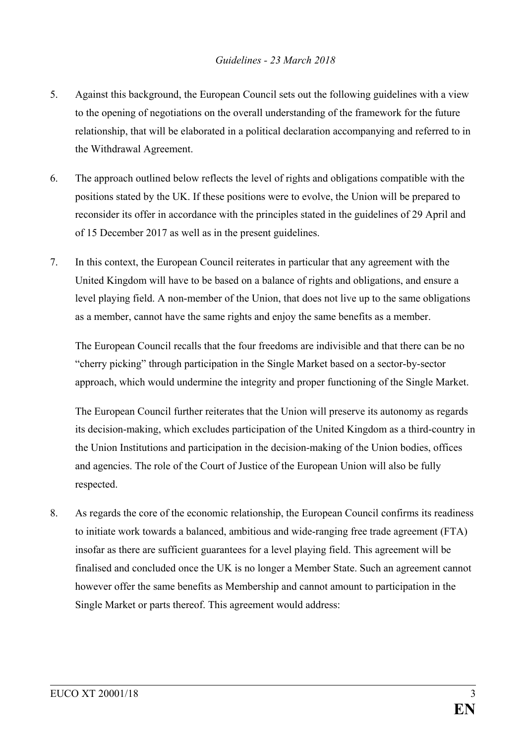5. Against this background, the European Council sets out the following guidelines with a view to the opening of negotiations on the overall understanding of the framework for the future relationship, that will be elaborated in a political declaration accompanying and referred to in the Withdrawal Agreement.

6. The approach outlined below reflects the level of rights and obligations compatible with the positions stated by the UK. If these positions were to evolve, the Union will be prepared to reconsider its offer in accordance with the principles stated in the guidelines of 29 April and of 15 December 2017 as well as in the present guidelines.

7. In this context, the European Council reiterates in particular that any agreement with the United Kingdom will have to be based on a balance of rights and obligations, and ensure a level playing field. A non-member of the Union, that does not live up to the same obligations as a member, cannot have the same rights and enjoy the same benefits as a member.

   The European Council recalls that the four freedoms are indivisible and that there can be no "cherry picking" through participation in the Single Market based on a sector-by-sector approach, which would undermine the integrity and proper functioning of the Single Market.

   The European Council further reiterates that the Union will preserve its autonomy as regards its decision-making, which excludes participation of the United Kingdom as a third-country in the Union Institutions and participation in the decision-making of the Union bodies, offices and agencies. The role of the Court of Justice of the European Union will also be fully respected.

8. As regards the core of the economic relationship, the European Council confirms its readiness to initiate work towards a balanced, ambitious and wide-ranging free trade agreement (FTA) insofar as there are sufficient guarantees for a level playing field. This agreement will be finalised and concluded once the UK is no longer a Member State. Such an agreement cannot however offer the same benefits as Membership and cannot amount to participation in the Single Market or parts thereof. This agreement would address: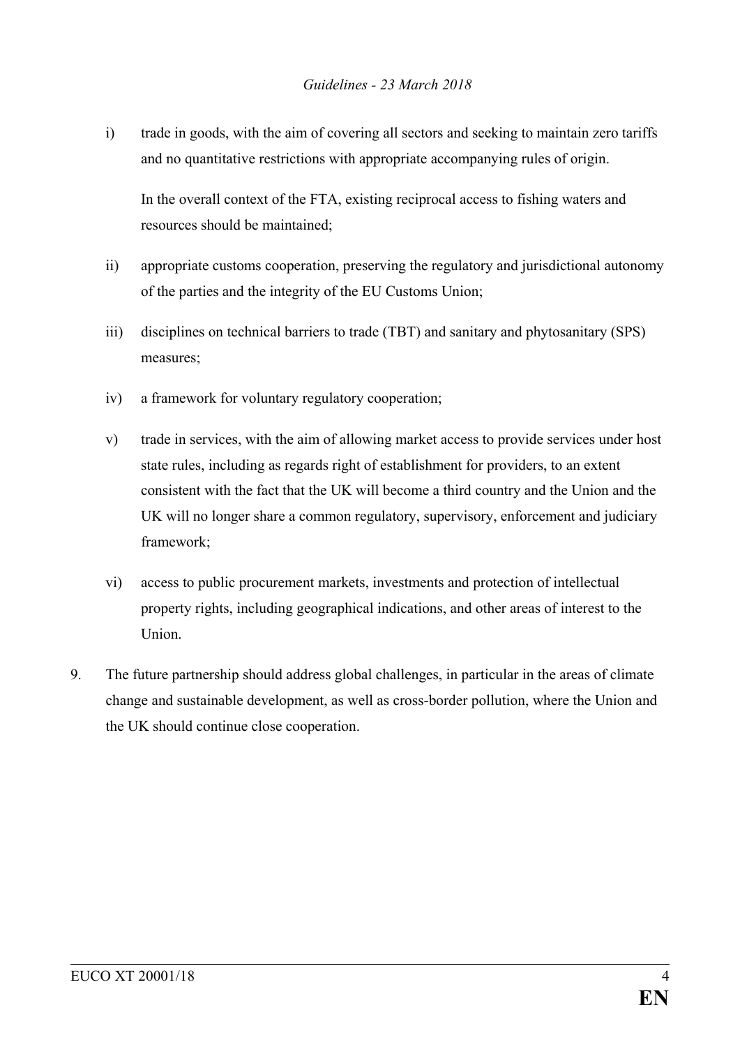i) trade in goods, with the aim of covering all sectors and seeking to maintain zero tariffs and no quantitative restrictions with appropriate accompanying rules of origin.

   In the overall context of the FTA, existing reciprocal access to fishing waters and resources should be maintained;

ii) appropriate customs cooperation, preserving the regulatory and jurisdictional autonomy of the parties and the integrity of the EU Customs Union;

iii) disciplines on technical barriers to trade (TBT) and sanitary and phytosanitary (SPS) measures;

iv) a framework for voluntary regulatory cooperation;

v) trade in services, with the aim of allowing market access to provide services under host state rules, including as regards right of establishment for providers, to an extent consistent with the fact that the UK will become a third country and the Union and the UK will no longer share a common regulatory, supervisory, enforcement and judiciary framework;

vi) access to public procurement markets, investments and protection of intellectual property rights, including geographical indications, and other areas of interest to the Union.

9. The future partnership should address global challenges, in particular in the areas of climate change and sustainable development, as well as cross-border pollution, where the Union and the UK should continue close cooperation.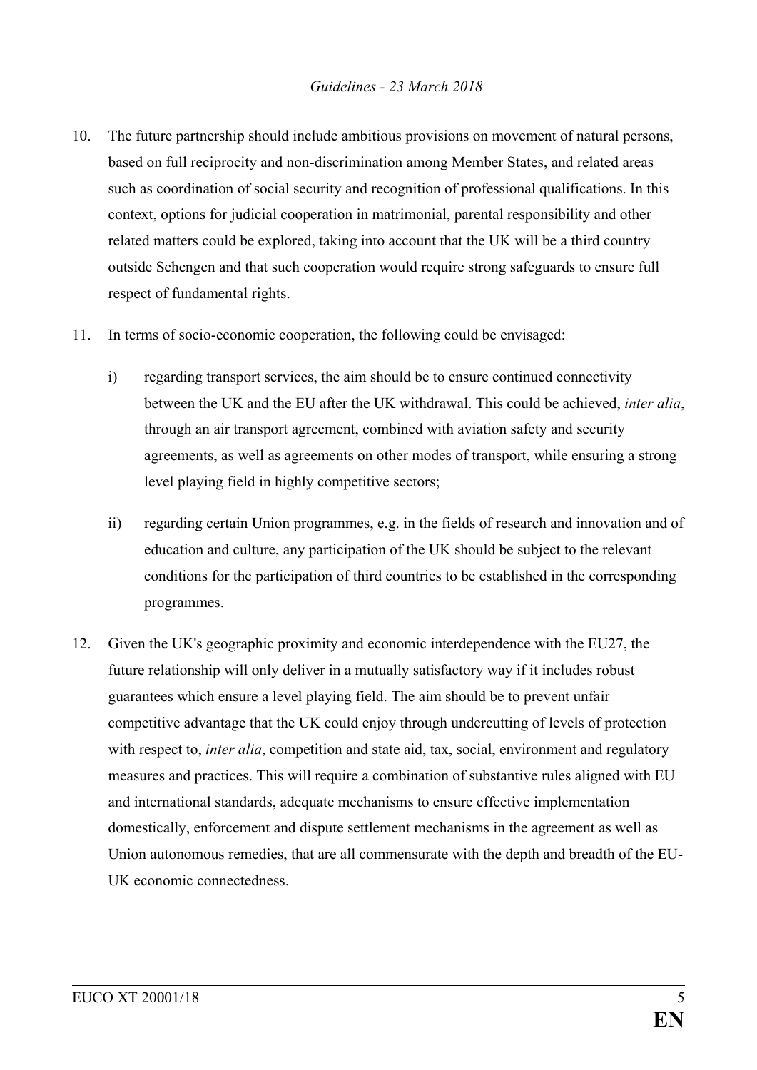10. The future partnership should include ambitious provisions on movement of natural persons, based on full reciprocity and non-discrimination among Member States, and related areas such as coordination of social security and recognition of professional qualifications. In this context, options for judicial cooperation in matrimonial, parental responsibility and other related matters could be explored, taking into account that the UK will be a third country outside Schengen and that such cooperation would require strong safeguards to ensure full respect of fundamental rights.

11. In terms of socio-economic cooperation, the following could be envisaged:

    i) regarding transport services, the aim should be to ensure continued connectivity between the UK and the EU after the UK withdrawal. This could be achieved, *inter alia*, through an air transport agreement, combined with aviation safety and security agreements, as well as agreements on other modes of transport, while ensuring a strong level playing field in highly competitive sectors;

    ii) regarding certain Union programmes, e.g. in the fields of research and innovation and of education and culture, any participation of the UK should be subject to the relevant conditions for the participation of third countries to be established in the corresponding programmes.

12. Given the UK's geographic proximity and economic interdependence with the EU27, the future relationship will only deliver in a mutually satisfactory way if it includes robust guarantees which ensure a level playing field. The aim should be to prevent unfair competitive advantage that the UK could enjoy through undercutting of levels of protection with respect to, *inter alia*, competition and state aid, tax, social, environment and regulatory measures and practices. This will require a combination of substantive rules aligned with EU and international standards, adequate mechanisms to ensure effective implementation domestically, enforcement and dispute settlement mechanisms in the agreement as well as Union autonomous remedies, that are all commensurate with the depth and breadth of the EU-UK economic connectedness.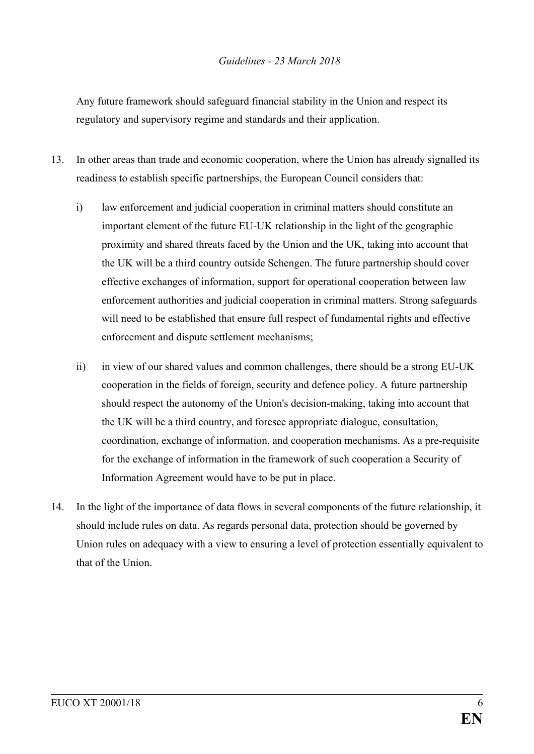Any future framework should safeguard financial stability in the Union and respect its regulatory and supervisory regime and standards and their application.

13. In other areas than trade and economic cooperation, where the Union has already signalled its readiness to establish specific partnerships, the European Council considers that:

    i) law enforcement and judicial cooperation in criminal matters should constitute an important element of the future EU-UK relationship in the light of the geographic proximity and shared threats faced by the Union and the UK, taking into account that the UK will be a third country outside Schengen. The future partnership should cover effective exchanges of information, support for operational cooperation between law enforcement authorities and judicial cooperation in criminal matters. Strong safeguards will need to be established that ensure full respect of fundamental rights and effective enforcement and dispute settlement mechanisms;

    ii) in view of our shared values and common challenges, there should be a strong EU-UK cooperation in the fields of foreign, security and defence policy. A future partnership should respect the autonomy of the Union's decision-making, taking into account that the UK will be a third country, and foresee appropriate dialogue, consultation, coordination, exchange of information, and cooperation mechanisms. As a pre-requisite for the exchange of information in the framework of such cooperation a Security of Information Agreement would have to be put in place.

14. In the light of the importance of data flows in several components of the future relationship, it should include rules on data. As regards personal data, protection should be governed by Union rules on adequacy with a view to ensuring a level of protection essentially equivalent to that of the Union.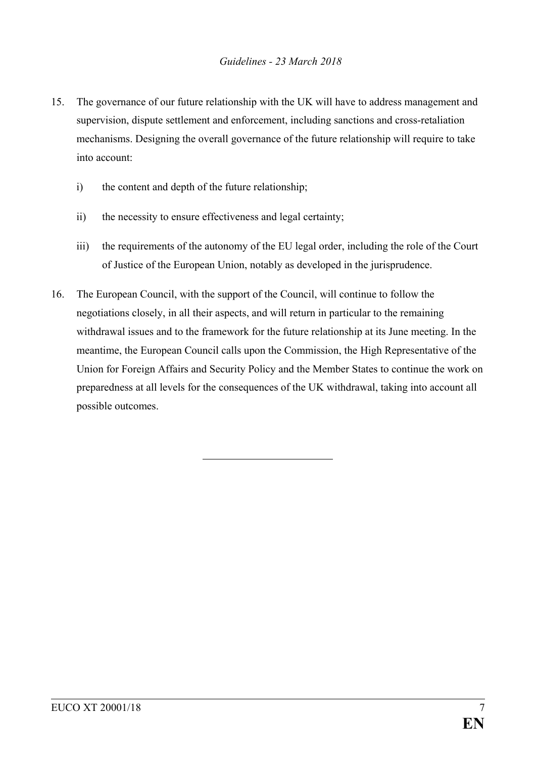15. The governance of our future relationship with the UK will have to address management and supervision, dispute settlement and enforcement, including sanctions and cross-retaliation mechanisms. Designing the overall governance of the future relationship will require to take into account:

    i) the content and depth of the future relationship;

    ii) the necessity to ensure effectiveness and legal certainty;

    iii) the requirements of the autonomy of the EU legal order, including the role of the Court of Justice of the European Union, notably as developed in the jurisprudence.

16. The European Council, with the support of the Council, will continue to follow the negotiations closely, in all their aspects, and will return in particular to the remaining withdrawal issues and to the framework for the future relationship at its June meeting. In the meantime, the European Council calls upon the Commission, the High Representative of the Union for Foreign Affairs and Security Policy and the Member States to continue the work on preparedness at all levels for the consequences of the UK withdrawal, taking into account all possible outcomes.